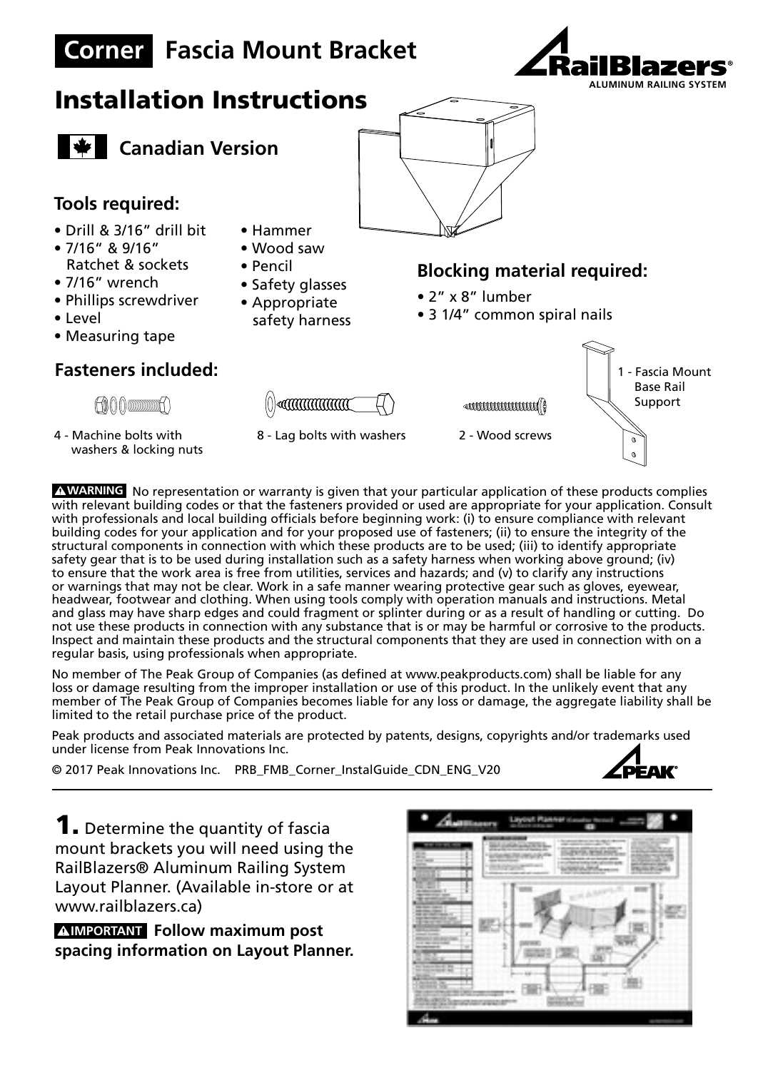# Corner Fascia Mount Bracket

**RailBlazers®** ALUMINUM RAILING SYSTEM

# Installation Instructions

## Canadian Version

### Tools required:

- Drill & 3/16" drill bit
- 7/16" & 9/16" Ratchet & sockets
- 7/16" wrench
- Phillips screwdriver
- Level
- Measuring tape
- Hammer
- Wood saw
- Pencil
- Safety glasses
- Appropriate safety harness

### Blocking material required:

- 2" x 8" lumber
- 3 1/4" common spiral nails

### Fasteners included:

- 4 - Machine bolts with washers & locking nuts
- 8 - Lag bolts with washers
- 2 - Wood screws
- 1 - Fascia Mount Base Rail Support

**⚠WARNING** No representation or warranty is given that your particular application of these products complies with relevant building codes or that the fasteners provided or used are appropriate for your application. Consult with professionals and local building officials before beginning work: (i) to ensure compliance with relevant building codes for your application and for your proposed use of fasteners; (ii) to ensure the integrity of the structural components in connection with which these products are to be used; (iii) to identify appropriate safety gear that is to be used during installation such as a safety harness when working above ground; (iv) to ensure that the work area is free from utilities, services and hazards; and (v) to clarify any instructions or warnings that may not be clear. Work in a safe manner wearing protective gear such as gloves, eyewear, headwear, footwear and clothing. When using tools comply with operation manuals and instructions. Metal and glass may have sharp edges and could fragment or splinter during or as a result of handling or cutting. Do not use these products in connection with any substance that is or may be harmful or corrosive to the products. Inspect and maintain these products and the structural components that they are used in connection with on a regular basis, using professionals when appropriate.

No member of The Peak Group of Companies (as defined at www.peakproducts.com) shall be liable for any loss or damage resulting from the improper installation or use of this product. In the unlikely event that any member of The Peak Group of Companies becomes liable for any loss or damage, the aggregate liability shall be limited to the retail purchase price of the product.

Peak products and associated materials are protected by patents, designs, copyrights and/or trademarks used under license from Peak Innovations Inc.

© 2017 Peak Innovations Inc. PRB_FMB_Corner_InstalGuide_CDN_ENG_V20

---

**1.** Determine the quantity of fascia mount brackets you will need using the RailBlazers® Aluminum Railing System Layout Planner. (Available in-store or at www.railblazers.ca)

**⚠IMPORTANT Follow maximum post spacing information on Layout Planner.**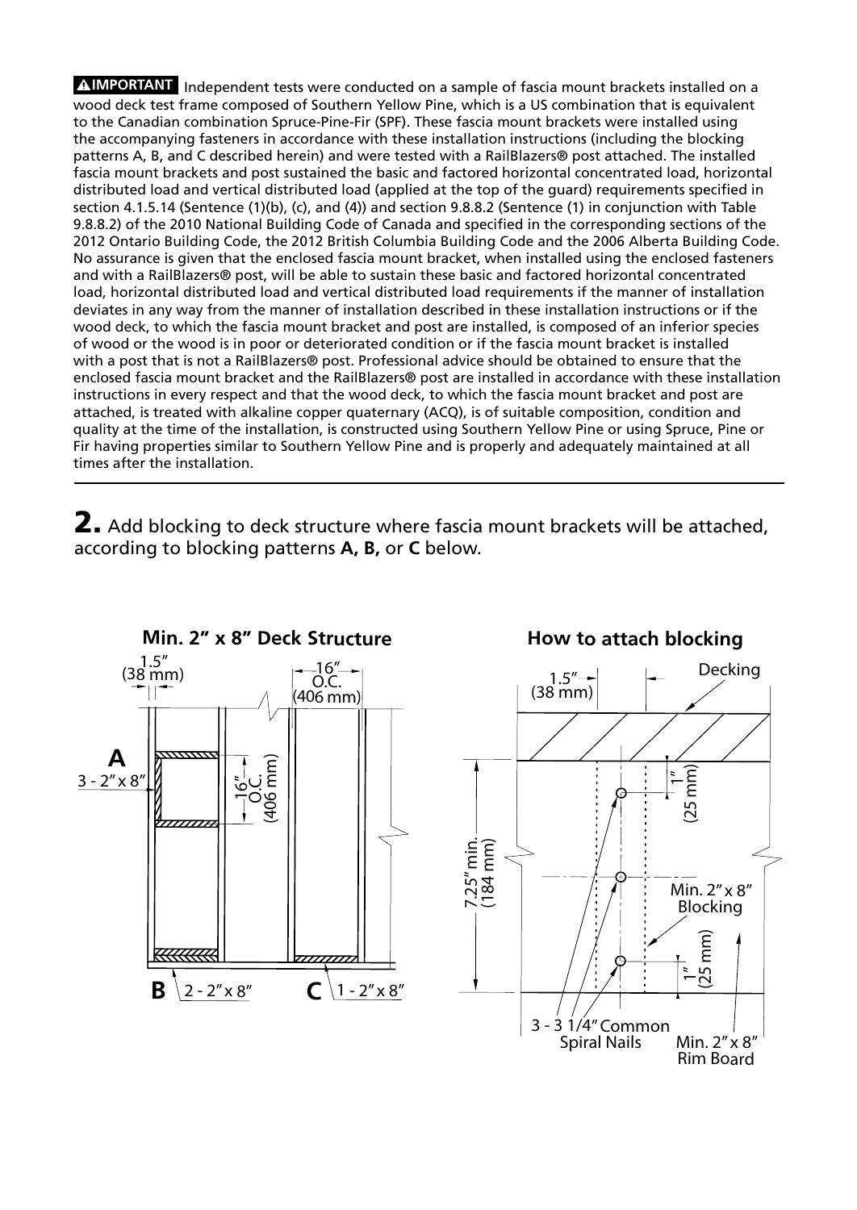**⚠IMPORTANT** Independent tests were conducted on a sample of fascia mount brackets installed on a wood deck test frame composed of Southern Yellow Pine, which is a US combination that is equivalent to the Canadian combination Spruce-Pine-Fir (SPF). These fascia mount brackets were installed using the accompanying fasteners in accordance with these installation instructions (including the blocking patterns A, B, and C described herein) and were tested with a RailBlazers® post attached. The installed fascia mount brackets and post sustained the basic and factored horizontal concentrated load, horizontal distributed load and vertical distributed load (applied at the top of the guard) requirements specified in section 4.1.5.14 (Sentence (1)(b), (c), and (4)) and section 9.8.8.2 (Sentence (1) in conjunction with Table 9.8.8.2) of the 2010 National Building Code of Canada and specified in the corresponding sections of the 2012 Ontario Building Code, the 2012 British Columbia Building Code and the 2006 Alberta Building Code. No assurance is given that the enclosed fascia mount bracket, when installed using the enclosed fasteners and with a RailBlazers® post, will be able to sustain these basic and factored horizontal concentrated load, horizontal distributed load and vertical distributed load requirements if the manner of installation deviates in any way from the manner of installation described in these installation instructions or if the wood deck, to which the fascia mount bracket and post are installed, is composed of an inferior species of wood or the wood is in poor or deteriorated condition or if the fascia mount bracket is installed with a post that is not a RailBlazers® post. Professional advice should be obtained to ensure that the enclosed fascia mount bracket and the RailBlazers® post are installed in accordance with these installation instructions in every respect and that the wood deck, to which the fascia mount bracket and post are attached, is treated with alkaline copper quaternary (ACQ), is of suitable composition, condition and quality at the time of the installation, is constructed using Southern Yellow Pine or using Spruce, Pine or Fir having properties similar to Southern Yellow Pine and is properly and adequately maintained at all times after the installation.

---

**2.** Add blocking to deck structure where fascia mount brackets will be attached, according to blocking patterns **A, B,** or **C** below.

**Min. 2" x 8" Deck Structure**

1.5" (38 mm)
16" O.C. (406 mm)
**A** 3 - 2" x 8"
16" O.C. (406 mm)
**B** 2 - 2" x 8"
**C** 1 - 2" x 8"

**How to attach blocking**

1.5" (38 mm)
Decking
1" (25 mm)
7.25" min. (184 mm)
Min. 2" x 8" Blocking
1" (25 mm)
3 - 3 1/4" Common Spiral Nails
Min. 2" x 8" Rim Board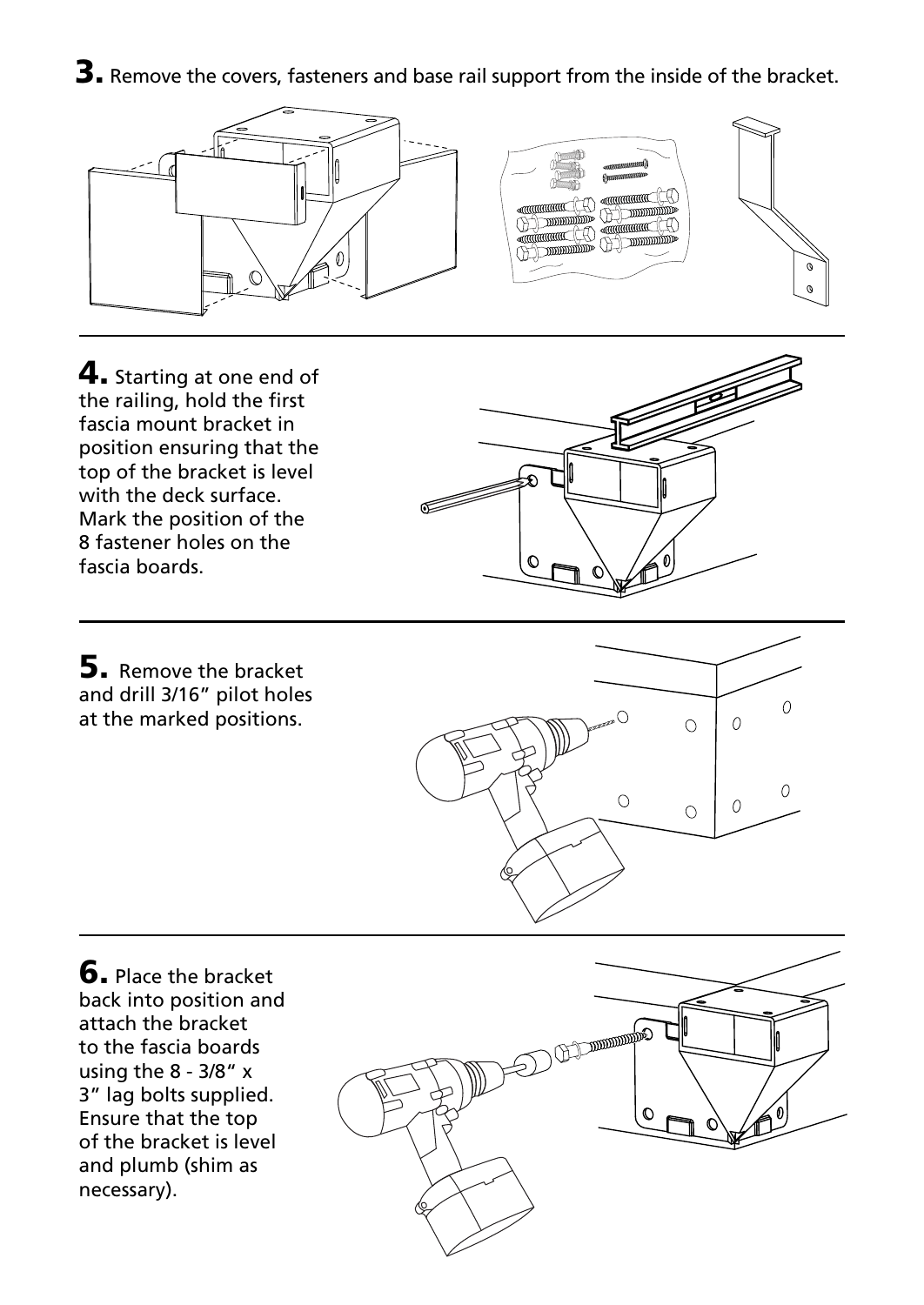**3.** Remove the covers, fasteners and base rail support from the inside of the bracket.

**4.** Starting at one end of the railing, hold the first fascia mount bracket in position ensuring that the top of the bracket is level with the deck surface. Mark the position of the 8 fastener holes on the fascia boards.

**5.** Remove the bracket and drill 3/16" pilot holes at the marked positions.

**6.** Place the bracket back into position and attach the bracket to the fascia boards using the 8 - 3/8" x 3" lag bolts supplied. Ensure that the top of the bracket is level and plumb (shim as necessary).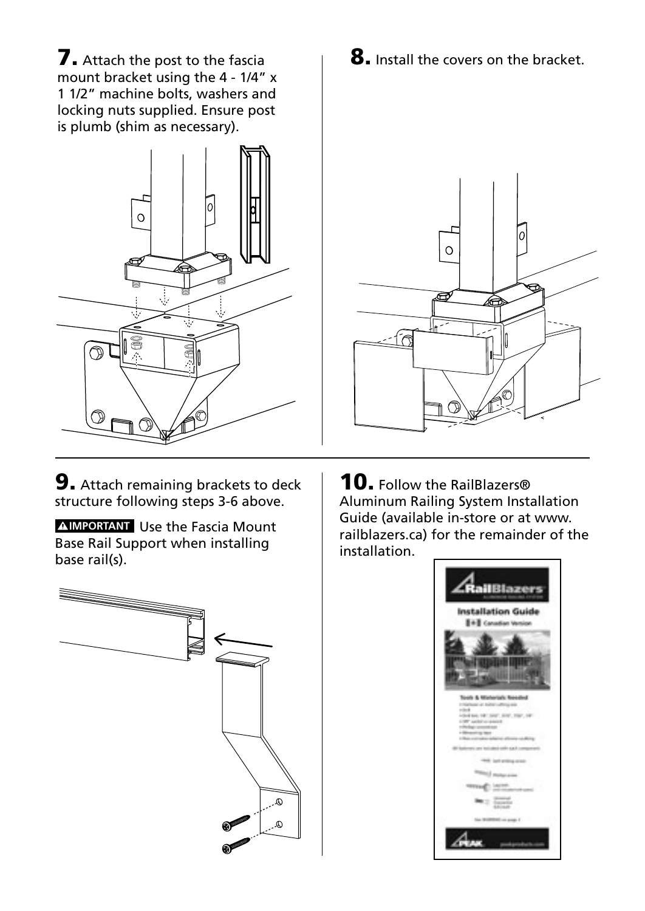**7.** Attach the post to the fascia mount bracket using the 4 - 1/4" x 1 1/2" machine bolts, washers and locking nuts supplied. Ensure post is plumb (shim as necessary).

**8.** Install the covers on the bracket.

**9.** Attach remaining brackets to deck structure following steps 3-6 above.

**⚠ IMPORTANT** Use the Fascia Mount Base Rail Support when installing base rail(s).

**10.** Follow the RailBlazers® Aluminum Railing System Installation Guide (available in-store or at www.railblazers.ca) for the remainder of the installation.